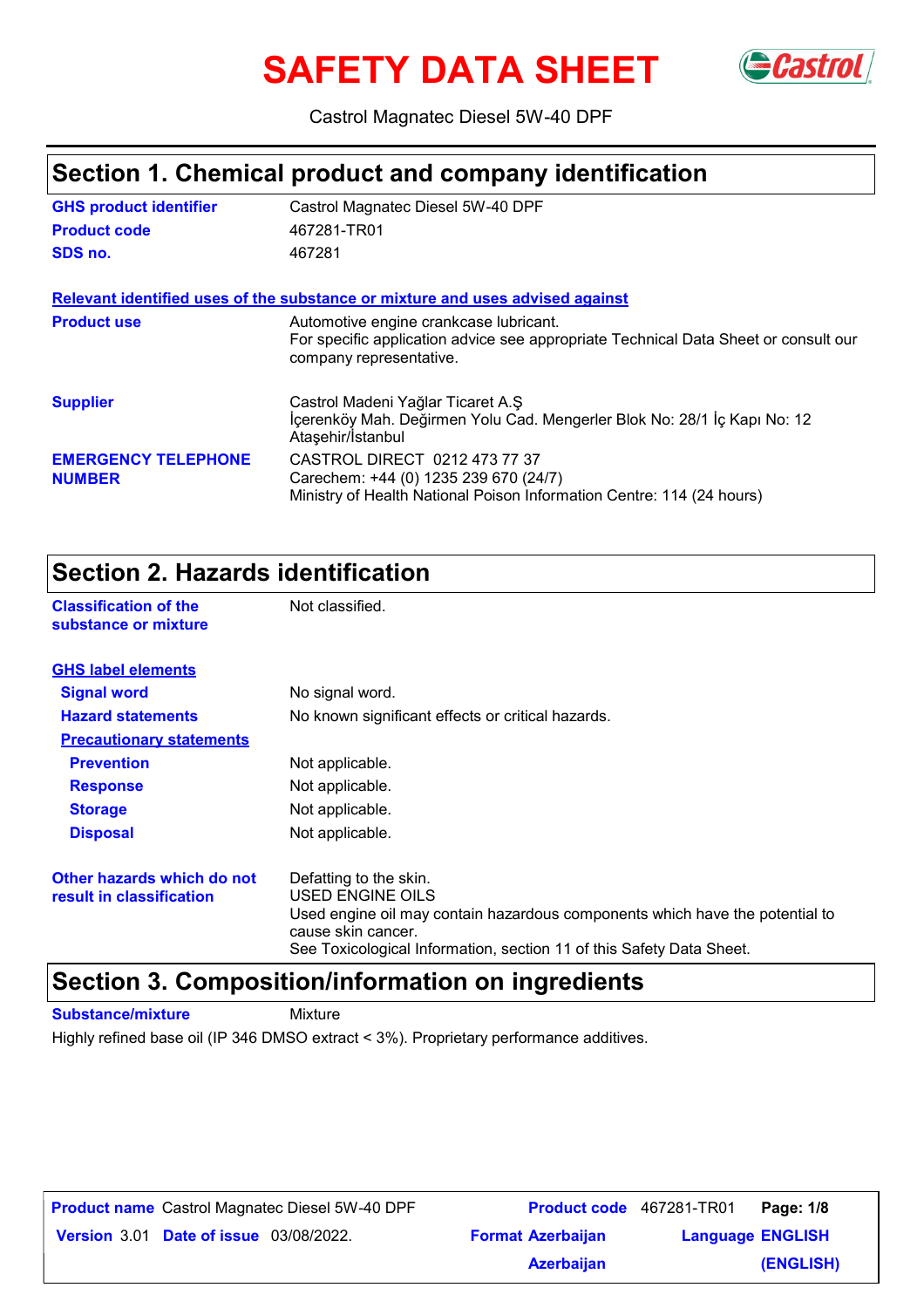# SAFETY DATA SHEET

Castrol Magnatec Diesel 5W-40 DPF

## Section 1. Chemical product and company identification

| | |
|---|---|
| **GHS product identifier** | Castrol Magnatec Diesel 5W-40 DPF |
| **Product code** | 467281-TR01 |
| **SDS no.** | 467281 |

**Relevant identified uses of the substance or mixture and uses advised against**

| | |
|---|---|
| **Product use** | Automotive engine crankcase lubricant.<br>For specific application advice see appropriate Technical Data Sheet or consult our company representative. |
| **Supplier** | Castrol Madeni Yağlar Ticaret A.Ş<br>İçerenköy Mah. Değirmen Yolu Cad. Mengerler Blok No: 28/1 İç Kapı No: 12<br>Ataşehir/İstanbul |
| **EMERGENCY TELEPHONE NUMBER** | CASTROL DIRECT 0212 473 77 37<br>Carechem: +44 (0) 1235 239 670 (24/7)<br>Ministry of Health National Poison Information Centre: 114 (24 hours) |

## Section 2. Hazards identification

| | |
|---|---|
| **Classification of the substance or mixture** | Not classified. |

**GHS label elements**

| | |
|---|---|
| **Signal word** | No signal word. |
| **Hazard statements** | No known significant effects or critical hazards. |

**Precautionary statements**

| | |
|---|---|
| **Prevention** | Not applicable. |
| **Response** | Not applicable. |
| **Storage** | Not applicable. |
| **Disposal** | Not applicable. |

| | |
|---|---|
| **Other hazards which do not result in classification** | Defatting to the skin.<br>USED ENGINE OILS<br>Used engine oil may contain hazardous components which have the potential to cause skin cancer.<br>See Toxicological Information, section 11 of this Safety Data Sheet. |

## Section 3. Composition/information on ingredients

**Substance/mixture** Mixture

Highly refined base oil (IP 346 DMSO extract < 3%). Proprietary performance additives.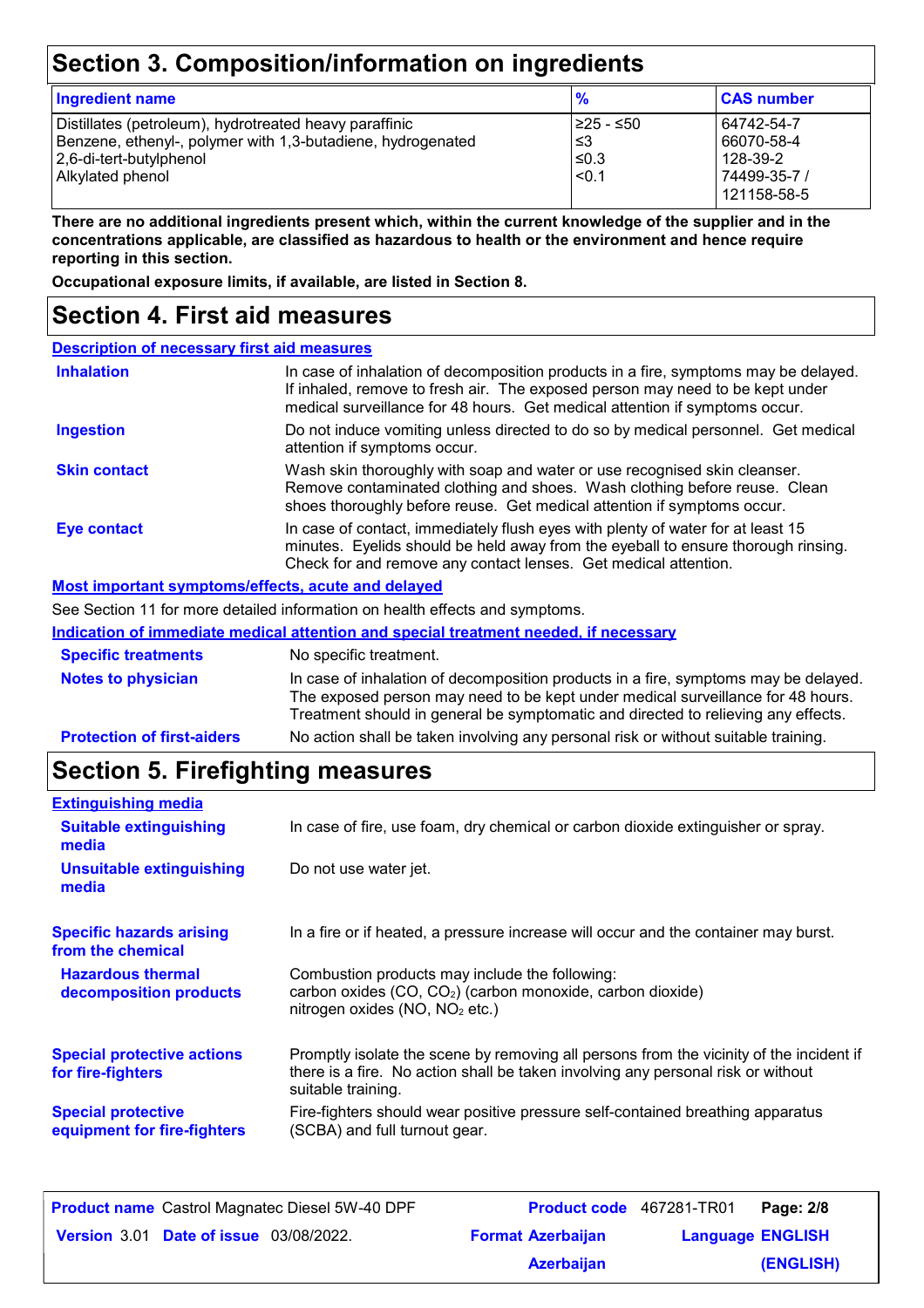## Section 3. Composition/information on ingredients

| Ingredient name | % | CAS number |
|---|---|---|
| Distillates (petroleum), hydrotreated heavy paraffinic | ≥25 - ≤50 | 64742-54-7 |
| Benzene, ethenyl-, polymer with 1,3-butadiene, hydrogenated | ≤3 | 66070-58-4 |
| 2,6-di-tert-butylphenol | ≤0.3 | 128-39-2 |
| Alkylated phenol | <0.1 | 74499-35-7 / 121158-58-5 |

**There are no additional ingredients present which, within the current knowledge of the supplier and in the concentrations applicable, are classified as hazardous to health or the environment and hence require reporting in this section.**

**Occupational exposure limits, if available, are listed in Section 8.**

## Section 4. First aid measures

### Description of necessary first aid measures

**Inhalation**
In case of inhalation of decomposition products in a fire, symptoms may be delayed. If inhaled, remove to fresh air. The exposed person may need to be kept under medical surveillance for 48 hours. Get medical attention if symptoms occur.

**Ingestion**
Do not induce vomiting unless directed to do so by medical personnel. Get medical attention if symptoms occur.

**Skin contact**
Wash skin thoroughly with soap and water or use recognised skin cleanser. Remove contaminated clothing and shoes. Wash clothing before reuse. Clean shoes thoroughly before reuse. Get medical attention if symptoms occur.

**Eye contact**
In case of contact, immediately flush eyes with plenty of water for at least 15 minutes. Eyelids should be held away from the eyeball to ensure thorough rinsing. Check for and remove any contact lenses. Get medical attention.

### Most important symptoms/effects, acute and delayed

See Section 11 for more detailed information on health effects and symptoms.

### Indication of immediate medical attention and special treatment needed, if necessary

**Specific treatments**
No specific treatment.

**Notes to physician**
In case of inhalation of decomposition products in a fire, symptoms may be delayed. The exposed person may need to be kept under medical surveillance for 48 hours. Treatment should in general be symptomatic and directed to relieving any effects.

**Protection of first-aiders**
No action shall be taken involving any personal risk or without suitable training.

## Section 5. Firefighting measures

### Extinguishing media

**Suitable extinguishing media**
In case of fire, use foam, dry chemical or carbon dioxide extinguisher or spray.

**Unsuitable extinguishing media**
Do not use water jet.

**Specific hazards arising from the chemical**
In a fire or if heated, a pressure increase will occur and the container may burst.

**Hazardous thermal decomposition products**
Combustion products may include the following:
carbon oxides (CO, $CO_2$) (carbon monoxide, carbon dioxide)
nitrogen oxides (NO, $NO_2$ etc.)

**Special protective actions for fire-fighters**
Promptly isolate the scene by removing all persons from the vicinity of the incident if there is a fire. No action shall be taken involving any personal risk or without suitable training.

**Special protective equipment for fire-fighters**
Fire-fighters should wear positive pressure self-contained breathing apparatus (SCBA) and full turnout gear.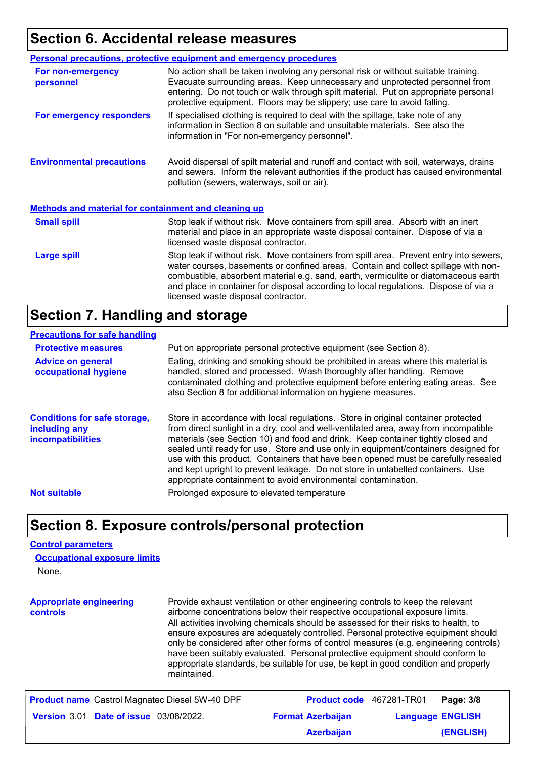## Section 6. Accidental release measures

### Personal precautions, protective equipment and emergency procedures

| | |
|---|---|
| **For non-emergency personnel** | No action shall be taken involving any personal risk or without suitable training. Evacuate surrounding areas. Keep unnecessary and unprotected personnel from entering. Do not touch or walk through spilt material. Put on appropriate personal protective equipment. Floors may be slippery; use care to avoid falling. |
| **For emergency responders** | If specialised clothing is required to deal with the spillage, take note of any information in Section 8 on suitable and unsuitable materials. See also the information in "For non-emergency personnel". |

**Environmental precautions**: Avoid dispersal of spilt material and runoff and contact with soil, waterways, drains and sewers. Inform the relevant authorities if the product has caused environmental pollution (sewers, waterways, soil or air).

### Methods and material for containment and cleaning up

| | |
|---|---|
| **Small spill** | Stop leak if without risk. Move containers from spill area. Absorb with an inert material and place in an appropriate waste disposal container. Dispose of via a licensed waste disposal contractor. |
| **Large spill** | Stop leak if without risk. Move containers from spill area. Prevent entry into sewers, water courses, basements or confined areas. Contain and collect spillage with non-combustible, absorbent material e.g. sand, earth, vermiculite or diatomaceous earth and place in container for disposal according to local regulations. Dispose of via a licensed waste disposal contractor. |

## Section 7. Handling and storage

### Precautions for safe handling

| | |
|---|---|
| **Protective measures** | Put on appropriate personal protective equipment (see Section 8). |
| **Advice on general occupational hygiene** | Eating, drinking and smoking should be prohibited in areas where this material is handled, stored and processed. Wash thoroughly after handling. Remove contaminated clothing and protective equipment before entering eating areas. See also Section 8 for additional information on hygiene measures. |

**Conditions for safe storage, including any incompatibilities**: Store in accordance with local regulations. Store in original container protected from direct sunlight in a dry, cool and well-ventilated area, away from incompatible materials (see Section 10) and food and drink. Keep container tightly closed and sealed until ready for use. Store and use only in equipment/containers designed for use with this product. Containers that have been opened must be carefully resealed and kept upright to prevent leakage. Do not store in unlabelled containers. Use appropriate containment to avoid environmental contamination.

**Not suitable**: Prolonged exposure to elevated temperature

## Section 8. Exposure controls/personal protection

### Control parameters

#### Occupational exposure limits

None.

**Appropriate engineering controls**: Provide exhaust ventilation or other engineering controls to keep the relevant airborne concentrations below their respective occupational exposure limits. All activities involving chemicals should be assessed for their risks to health, to ensure exposures are adequately controlled. Personal protective equipment should only be considered after other forms of control measures (e.g. engineering controls) have been suitably evaluated. Personal protective equipment should conform to appropriate standards, be suitable for use, be kept in good condition and properly maintained.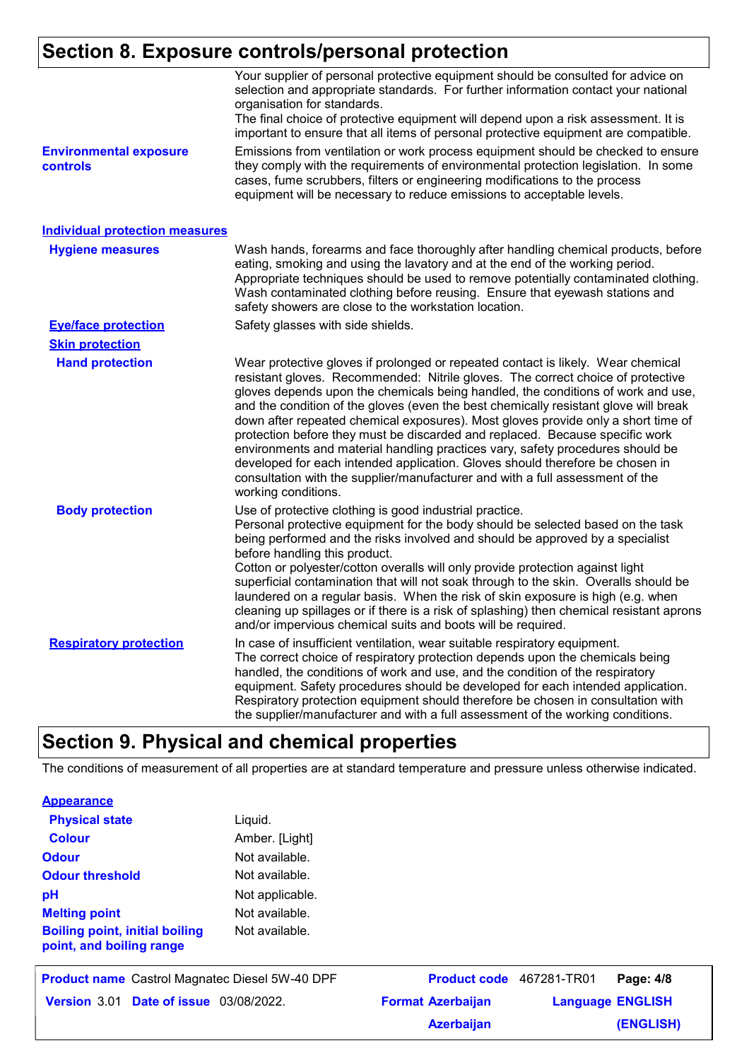## Section 8. Exposure controls/personal protection

Your supplier of personal protective equipment should be consulted for advice on selection and appropriate standards. For further information contact your national organisation for standards.
The final choice of protective equipment will depend upon a risk assessment. It is important to ensure that all items of personal protective equipment are compatible.

**Environmental exposure controls**

Emissions from ventilation or work process equipment should be checked to ensure they comply with the requirements of environmental protection legislation. In some cases, fume scrubbers, filters or engineering modifications to the process equipment will be necessary to reduce emissions to acceptable levels.

### Individual protection measures

**Hygiene measures**

Wash hands, forearms and face thoroughly after handling chemical products, before eating, smoking and using the lavatory and at the end of the working period. Appropriate techniques should be used to remove potentially contaminated clothing. Wash contaminated clothing before reusing. Ensure that eyewash stations and safety showers are close to the workstation location.

**Eye/face protection**

Safety glasses with side shields.

**Skin protection**

**Hand protection**

Wear protective gloves if prolonged or repeated contact is likely. Wear chemical resistant gloves. Recommended: Nitrile gloves. The correct choice of protective gloves depends upon the chemicals being handled, the conditions of work and use, and the condition of the gloves (even the best chemically resistant glove will break down after repeated chemical exposures). Most gloves provide only a short time of protection before they must be discarded and replaced. Because specific work environments and material handling practices vary, safety procedures should be developed for each intended application. Gloves should therefore be chosen in consultation with the supplier/manufacturer and with a full assessment of the working conditions.

**Body protection**

Use of protective clothing is good industrial practice.
Personal protective equipment for the body should be selected based on the task being performed and the risks involved and should be approved by a specialist before handling this product.
Cotton or polyester/cotton overalls will only provide protection against light superficial contamination that will not soak through to the skin. Overalls should be laundered on a regular basis. When the risk of skin exposure is high (e.g. when cleaning up spillages or if there is a risk of splashing) then chemical resistant aprons and/or impervious chemical suits and boots will be required.

**Respiratory protection**

In case of insufficient ventilation, wear suitable respiratory equipment.
The correct choice of respiratory protection depends upon the chemicals being handled, the conditions of work and use, and the condition of the respiratory equipment. Safety procedures should be developed for each intended application. Respiratory protection equipment should therefore be chosen in consultation with the supplier/manufacturer and with a full assessment of the working conditions.

## Section 9. Physical and chemical properties

The conditions of measurement of all properties are at standard temperature and pressure unless otherwise indicated.

**Appearance**

| Property | Value |
|---|---|
| Physical state | Liquid. |
| Colour | Amber. [Light] |
| Odour | Not available. |
| Odour threshold | Not available. |
| pH | Not applicable. |
| Melting point | Not available. |
| Boiling point, initial boiling point, and boiling range | Not available. |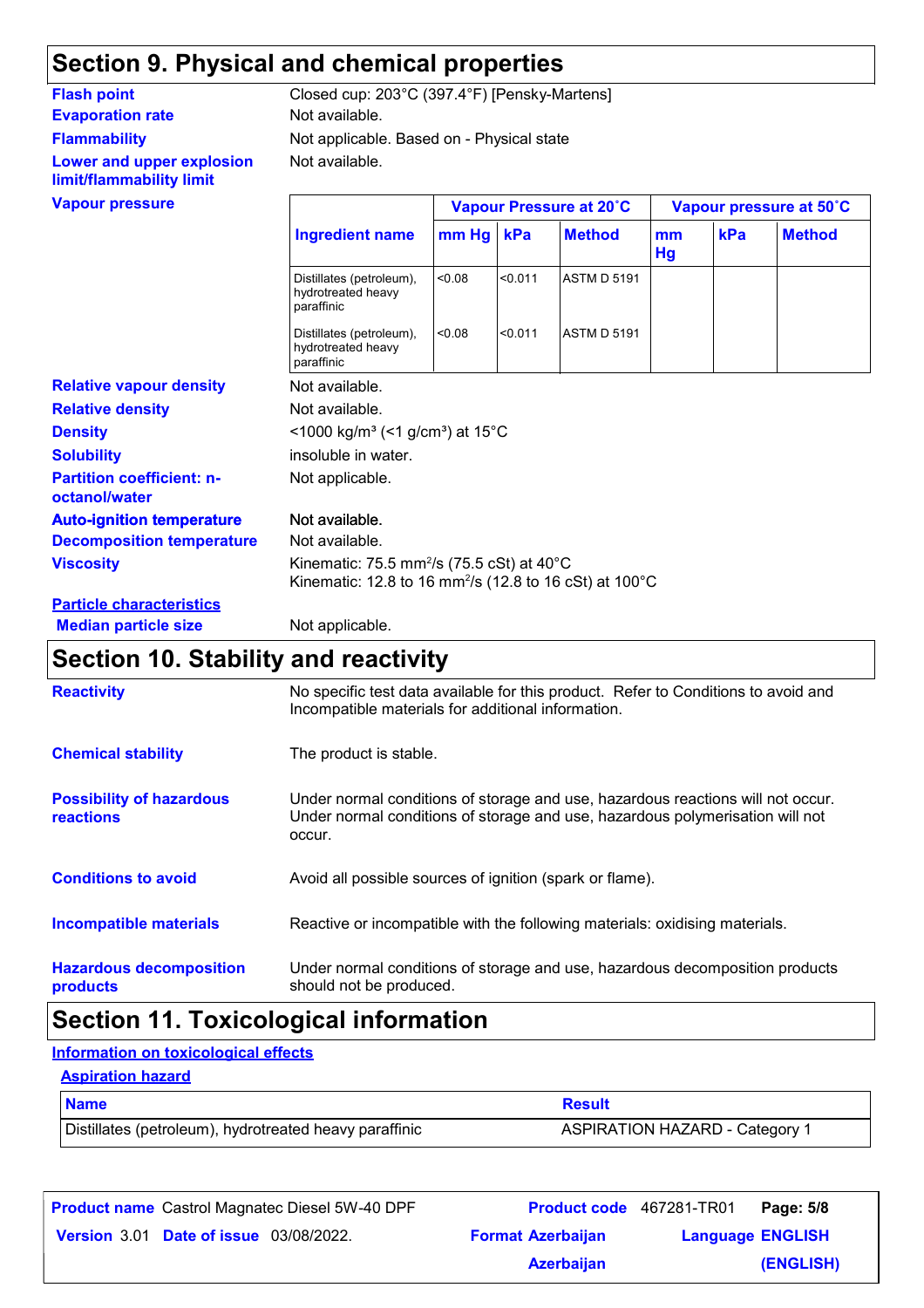## Section 9. Physical and chemical properties

**Flash point** Closed cup: 203°C (397.4°F) [Pensky-Martens]

**Evaporation rate** Not available.

**Flammability** Not applicable. Based on - Physical state

**Lower and upper explosion limit/flammability limit** Not available.

**Vapour pressure**

| Ingredient name | Vapour Pressure at 20˚C | | | Vapour pressure at 50˚C | | |
|---|---|---|---|---|---|---|
| | mm Hg | kPa | Method | mm Hg | kPa | Method |
| Distillates (petroleum), hydrotreated heavy paraffinic | <0.08 | <0.011 | ASTM D 5191 | | | |
| Distillates (petroleum), hydrotreated heavy paraffinic | <0.08 | <0.011 | ASTM D 5191 | | | |

**Relative vapour density** Not available.

**Relative density** Not available.

**Density** <1000 kg/m³ (<1 g/cm³) at 15°C

**Solubility** insoluble in water.

**Partition coefficient: n-octanol/water** Not applicable.

**Auto-ignition temperature** Not available.

**Decomposition temperature** Not available.

**Viscosity** Kinematic: 75.5 $mm^2/s$ (75.5 cSt) at 40°C
Kinematic: 12.8 to 16 $mm^2/s$ (12.8 to 16 cSt) at 100°C

**Particle characteristics**

**Median particle size** Not applicable.

## Section 10. Stability and reactivity

**Reactivity** No specific test data available for this product. Refer to Conditions to avoid and Incompatible materials for additional information.

**Chemical stability** The product is stable.

**Possibility of hazardous reactions** Under normal conditions of storage and use, hazardous reactions will not occur. Under normal conditions of storage and use, hazardous polymerisation will not occur.

**Conditions to avoid** Avoid all possible sources of ignition (spark or flame).

**Incompatible materials** Reactive or incompatible with the following materials: oxidising materials.

**Hazardous decomposition products** Under normal conditions of storage and use, hazardous decomposition products should not be produced.

## Section 11. Toxicological information

**Information on toxicological effects**

**Aspiration hazard**

| Name | Result |
|---|---|
| Distillates (petroleum), hydrotreated heavy paraffinic | ASPIRATION HAZARD - Category 1 |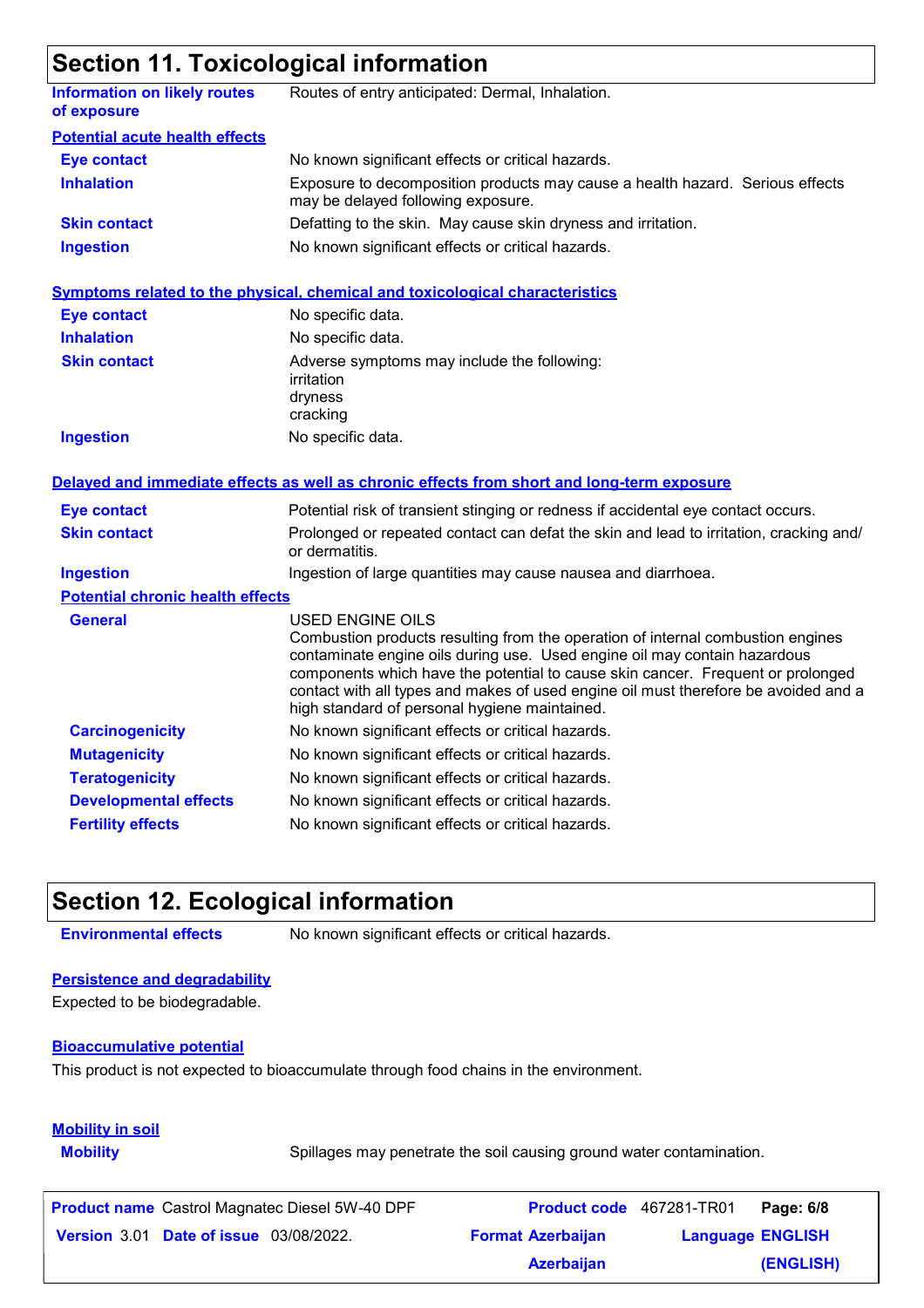## Section 11. Toxicological information

| | |
|---|---|
| **Information on likely routes of exposure** | Routes of entry anticipated: Dermal, Inhalation. |

**Potential acute health effects**

| | |
|---|---|
| **Eye contact** | No known significant effects or critical hazards. |
| **Inhalation** | Exposure to decomposition products may cause a health hazard. Serious effects may be delayed following exposure. |
| **Skin contact** | Defatting to the skin. May cause skin dryness and irritation. |
| **Ingestion** | No known significant effects or critical hazards. |

**Symptoms related to the physical, chemical and toxicological characteristics**

| | |
|---|---|
| **Eye contact** | No specific data. |
| **Inhalation** | No specific data. |
| **Skin contact** | Adverse symptoms may include the following: irritation dryness cracking |
| **Ingestion** | No specific data. |

**Delayed and immediate effects as well as chronic effects from short and long-term exposure**

| | |
|---|---|
| **Eye contact** | Potential risk of transient stinging or redness if accidental eye contact occurs. |
| **Skin contact** | Prolonged or repeated contact can defat the skin and lead to irritation, cracking and/ or dermatitis. |
| **Ingestion** | Ingestion of large quantities may cause nausea and diarrhoea. |

**Potential chronic health effects**

| | |
|---|---|
| **General** | USED ENGINE OILS<br>Combustion products resulting from the operation of internal combustion engines contaminate engine oils during use. Used engine oil may contain hazardous components which have the potential to cause skin cancer. Frequent or prolonged contact with all types and makes of used engine oil must therefore be avoided and a high standard of personal hygiene maintained. |
| **Carcinogenicity** | No known significant effects or critical hazards. |
| **Mutagenicity** | No known significant effects or critical hazards. |
| **Teratogenicity** | No known significant effects or critical hazards. |
| **Developmental effects** | No known significant effects or critical hazards. |
| **Fertility effects** | No known significant effects or critical hazards. |

## Section 12. Ecological information

| | |
|---|---|
| **Environmental effects** | No known significant effects or critical hazards. |

**Persistence and degradability**

Expected to be biodegradable.

**Bioaccumulative potential**

This product is not expected to bioaccumulate through food chains in the environment.

**Mobility in soil**

| | |
|---|---|
| **Mobility** | Spillages may penetrate the soil causing ground water contamination. |

| | | | |
|---|---|---|---|
| **Product name** Castrol Magnatec Diesel 5W-40 DPF | | **Product code** 467281-TR01 | |
| **Version** 3.01 | **Date of issue** 03/08/2022. | **Format** Azerbaijan Azerbaijan | **Language** ENGLISH (ENGLISH) |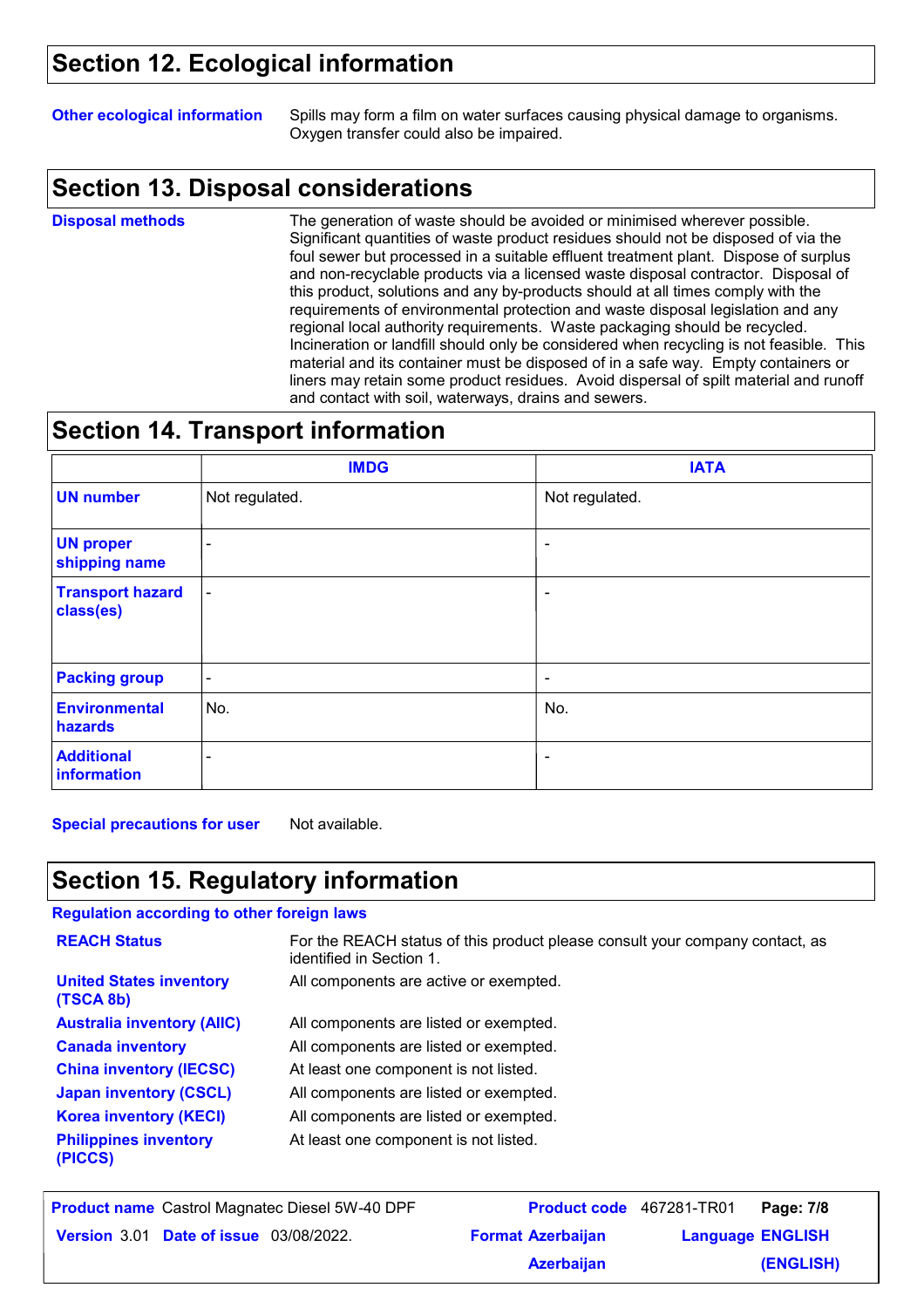## Section 12. Ecological information

**Other ecological information** Spills may form a film on water surfaces causing physical damage to organisms. Oxygen transfer could also be impaired.

## Section 13. Disposal considerations

**Disposal methods** The generation of waste should be avoided or minimised wherever possible. Significant quantities of waste product residues should not be disposed of via the foul sewer but processed in a suitable effluent treatment plant. Dispose of surplus and non-recyclable products via a licensed waste disposal contractor. Disposal of this product, solutions and any by-products should at all times comply with the requirements of environmental protection and waste disposal legislation and any regional local authority requirements. Waste packaging should be recycled. Incineration or landfill should only be considered when recycling is not feasible. This material and its container must be disposed of in a safe way. Empty containers or liners may retain some product residues. Avoid dispersal of spilt material and runoff and contact with soil, waterways, drains and sewers.

## Section 14. Transport information

| | IMDG | IATA |
|---|---|---|
| **UN number** | Not regulated. | Not regulated. |
| **UN proper shipping name** | - | - |
| **Transport hazard class(es)** | - | - |
| **Packing group** | - | - |
| **Environmental hazards** | No. | No. |
| **Additional information** | - | - |

**Special precautions for user** Not available.

## Section 15. Regulatory information

**Regulation according to other foreign laws**

| | |
|---|---|
| **REACH Status** | For the REACH status of this product please consult your company contact, as identified in Section 1. |
| **United States inventory (TSCA 8b)** | All components are active or exempted. |
| **Australia inventory (AIIC)** | All components are listed or exempted. |
| **Canada inventory** | All components are listed or exempted. |
| **China inventory (IECSC)** | At least one component is not listed. |
| **Japan inventory (CSCL)** | All components are listed or exempted. |
| **Korea inventory (KECI)** | All components are listed or exempted. |
| **Philippines inventory (PICCS)** | At least one component is not listed. |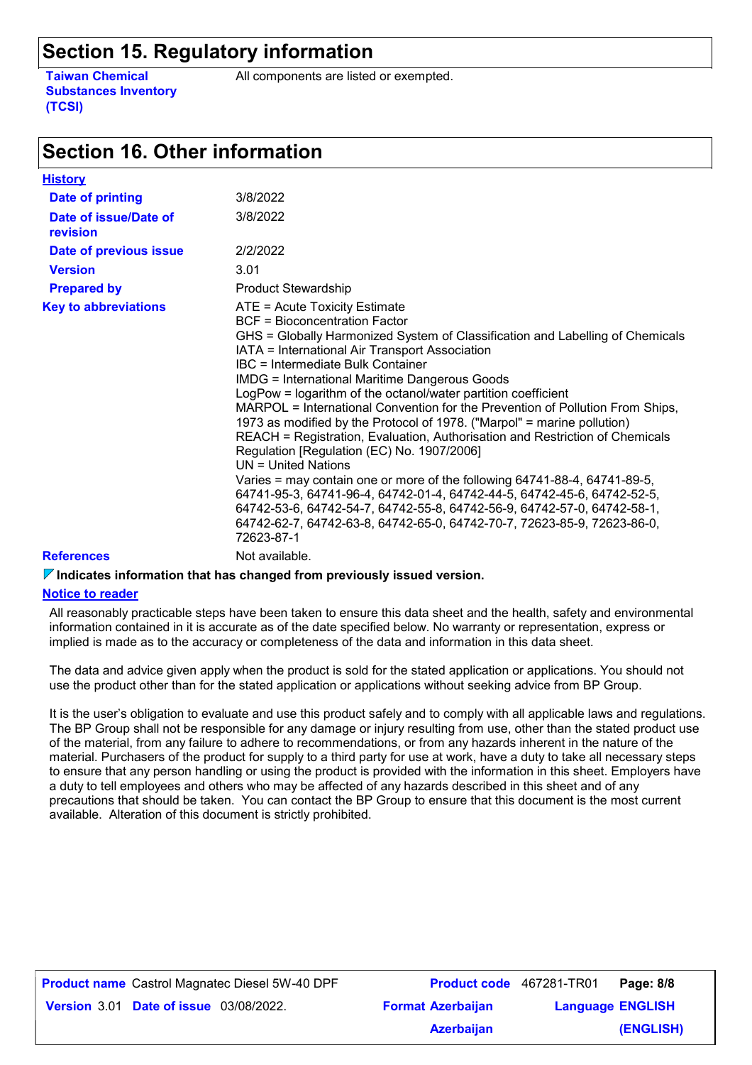## Section 15. Regulatory information

| | |
|---|---|
| **Taiwan Chemical Substances Inventory (TCSI)** | All components are listed or exempted. |

## Section 16. Other information

**History**

| | |
|---|---|
| **Date of printing** | 3/8/2022 |
| **Date of issue/Date of revision** | 3/8/2022 |
| **Date of previous issue** | 2/2/2022 |
| **Version** | 3.01 |
| **Prepared by** | Product Stewardship |

**Key to abbreviations**

ATE = Acute Toxicity Estimate
BCF = Bioconcentration Factor
GHS = Globally Harmonized System of Classification and Labelling of Chemicals
IATA = International Air Transport Association
IBC = Intermediate Bulk Container
IMDG = International Maritime Dangerous Goods
LogPow = logarithm of the octanol/water partition coefficient
MARPOL = International Convention for the Prevention of Pollution From Ships, 1973 as modified by the Protocol of 1978. ("Marpol" = marine pollution)
REACH = Registration, Evaluation, Authorisation and Restriction of Chemicals Regulation [Regulation (EC) No. 1907/2006]
UN = United Nations
Varies = may contain one or more of the following 64741-88-4, 64741-89-5, 64741-95-3, 64741-96-4, 64742-01-4, 64742-44-5, 64742-45-6, 64742-52-5, 64742-53-6, 64742-54-7, 64742-55-8, 64742-56-9, 64742-57-0, 64742-58-1, 64742-62-7, 64742-63-8, 64742-65-0, 64742-70-7, 72623-85-9, 72623-86-0, 72623-87-1

**References** Not available.

**Indicates information that has changed from previously issued version.**

**Notice to reader**

All reasonably practicable steps have been taken to ensure this data sheet and the health, safety and environmental information contained in it is accurate as of the date specified below. No warranty or representation, express or implied is made as to the accuracy or completeness of the data and information in this data sheet.

The data and advice given apply when the product is sold for the stated application or applications. You should not use the product other than for the stated application or applications without seeking advice from BP Group.

It is the user's obligation to evaluate and use this product safely and to comply with all applicable laws and regulations. The BP Group shall not be responsible for any damage or injury resulting from use, other than the stated product use of the material, from any failure to adhere to recommendations, or from any hazards inherent in the nature of the material. Purchasers of the product for supply to a third party for use at work, have a duty to take all necessary steps to ensure that any person handling or using the product is provided with the information in this sheet. Employers have a duty to tell employees and others who may be affected of any hazards described in this sheet and of any precautions that should be taken. You can contact the BP Group to ensure that this document is the most current available. Alteration of this document is strictly prohibited.